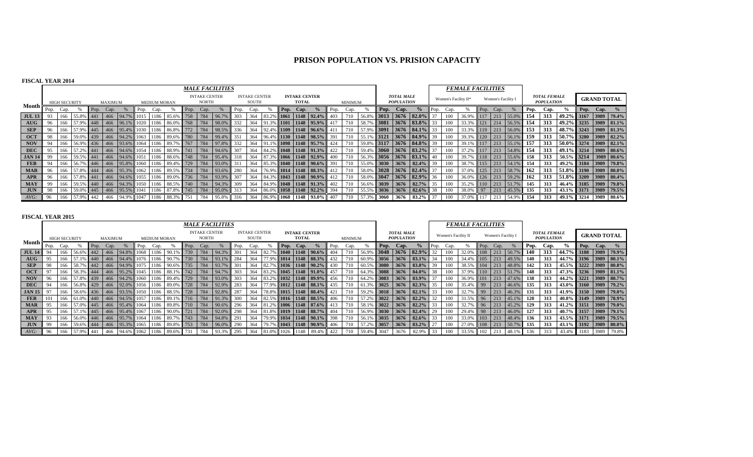# PRISON POPULATION VS. PRISION CAPACITY

**FISCAL YEAR 2014**

| Month | MALE FACILITIES | | | | | | | | | | | | | | | | | | | | | | | | FEMALE FACILITIES | | | | | | | | | | | |
|---|---|---|---|---|---|---|---|---|---|---|---|---|---|---|---|---|---|---|---|---|---|---|---|---|---|---|---|---|---|---|---|---|---|---|---|---|
| | HIGH SECURITY | | | MAXIMUM | | | MEDIUM MORAN | | | INTAKE CENTER NORTH | | | INTAKE CENTER SOUTH | | | INTAKE CENTER TOTAL | | | MINIMUM | | | TOTAL MALE POPULATION | | | Women's Facility II* | | | Women's Facility I | | | TOTAL FEMALE POPULATION | | | GRAND TOTAL | | |
| | Pop. | Cap. | % | Pop. | Cap. | % | Pop. | Cap. | % | Pop. | Cap. | % | Pop. | Cap. | % | Pop. | Cap. | % | Pop. | Cap. | % | Pop. | Cap. | % | Pop. | Cap. | % | Pop. | Cap. | % | Pop. | Cap. | % | Pop. | Cap. | % |
| **JUL 13** | 93 | 166 | 55.8% | 441 | 466 | 94.7% | 1015 | 1186 | 85.6% | 758 | 784 | 96.7% | 303 | 364 | 83.2% | 1061 | 1148 | 92.4% | 403 | 710 | 56.8% | 3013 | 3676 | 82.0% | 37 | 100 | 36.9% | 117 | 213 | 55.0% | 154 | 313 | 49.2% | 3167 | 3989 | 79.4% |
| **AUG** | 96 | 166 | 57.9% | 448 | 466 | 96.1% | 1020 | 1186 | 86.0% | 768 | 784 | 98.0% | 332 | 364 | 91.3% | 1101 | 1148 | 95.9% | 417 | 710 | 58.7% | 3081 | 3676 | 83.8% | 33 | 100 | 33.3% | 121 | 214 | 56.5% | 154 | 313 | 49.2% | 3235 | 3989 | 81.1% |
| **SEP** | 96 | 166 | 57.9% | 445 | 466 | 95.4% | 1030 | 1186 | 86.8% | 772 | 784 | 98.5% | 336 | 364 | 92.4% | 1109 | 1148 | 96.6% | 411 | 710 | 57.9% | 3091 | 3676 | 84.1% | 33 | 100 | 33.3% | 119 | 213 | 56.0% | 153 | 313 | 48.7% | 3243 | 3989 | 81.3% |
| **OCT** | 98 | 166 | 59.0% | 439 | 466 | 94.2% | 1063 | 1186 | 89.6% | 780 | 784 | 99.4% | 351 | 364 | 96.4% | 1130 | 1148 | 98.5% | 391 | 710 | 55.1% | 3121 | 3676 | 84.9% | 39 | 100 | 39.3% | 120 | 213 | 56.1% | 159 | 313 | 50.7% | 3280 | 3989 | 82.2% |
| **NOV** | 94 | 166 | 56.9% | 436 | 466 | 93.6% | 1064 | 1186 | 89.7% | 767 | 784 | 97.8% | 332 | 364 | 91.1% | 1098 | 1148 | 95.7% | 424 | 710 | 59.8% | 3117 | 3676 | 84.8% | 39 | 100 | 39.1% | 117 | 213 | 55.1% | 157 | 313 | 50.0% | 3274 | 3989 | 82.1% |
| **DEC** | 95 | 166 | 57.2% | 441 | 466 | 94.6% | 1054 | 1186 | 88.9% | 741 | 784 | 94.6% | 307 | 364 | 84.2% | 1048 | 1148 | 91.3% | 422 | 710 | 59.4% | 3060 | 3676 | 83.2% | 37 | 100 | 37.2% | 117 | 213 | 54.8% | 154 | 313 | 49.1% | 3214 | 3989 | 80.6% |
| **JAN 14** | 99 | 166 | 59.5% | 441 | 466 | 94.6% | 1051 | 1186 | 88.6% | 748 | 784 | 95.4% | 318 | 364 | 87.3% | 1066 | 1148 | 92.9% | 400 | 710 | 56.3% | 3056 | 3676 | 83.1% | 40 | 100 | 39.7% | 118 | 213 | 55.6% | 158 | 313 | 50.5% | 3214 | 3989 | 80.6% |
| **FEB** | 94 | 166 | 56.7% | 446 | 466 | 95.8% | 1060 | 1186 | 89.4% | 729 | 784 | 93.0% | 311 | 364 | 85.3% | 1040 | 1148 | 90.6% | 391 | 710 | 55.0% | 3030 | 3676 | 82.4% | 39 | 100 | 38.7% | 115 | 213 | 54.1% | 154 | 313 | 49.2% | 3184 | 3989 | 79.8% |
| **MAR** | 96 | 166 | 57.8% | 444 | 466 | 95.3% | 1062 | 1186 | 89.5% | 734 | 784 | 93.6% | 280 | 364 | 76.9% | 1014 | 1148 | 88.3% | 412 | 710 | 58.0% | 3028 | 3676 | 82.4% | 37 | 100 | 37.0% | 125 | 213 | 58.7% | 162 | 313 | 51.8% | 3190 | 3989 | 80.0% |
| **APR** | 96 | 166 | 57.8% | 441 | 466 | 94.6% | 1055 | 1186 | 89.0% | 736 | 784 | 93.9% | 307 | 364 | 84.3% | 1043 | 1148 | 90.9% | 412 | 710 | 58.0% | 3047 | 3676 | 82.9% | 36 | 100 | 36.0% | 126 | 213 | 59.2% | 162 | 313 | 51.8% | 3209 | 3989 | 80.4% |
| **MAY** | 99 | 166 | 59.5% | 440 | 466 | 94.3% | 1050 | 1186 | 88.5% | 740 | 784 | 94.3% | 309 | 364 | 84.9% | 1048 | 1148 | 91.3% | 402 | 710 | 56.6% | 3039 | 3676 | 82.7% | 35 | 100 | 35.2% | 110 | 213 | 51.7% | 145 | 313 | 46.4% | 3185 | 3989 | 79.8% |
| **JUN** | 98 | 166 | 59.0% | 445 | 466 | 95.5% | 1041 | 1186 | 87.8% | 745 | 784 | 95.0% | 313 | 364 | 86.0% | 1058 | 1148 | 92.2% | 394 | 710 | 55.5% | 3036 | 3676 | 82.6% | 38 | 100 | 38.0% | 97 | 213 | 45.5% | 135 | 313 | 43.1% | 3171 | 3989 | 79.5% |
| *AVG:* | 96 | 166 | 57.9% | 442 | 466 | 94.9% | 1047 | 1186 | 88.3% | 751 | 784 | 95.8% | 316 | 364 | 86.9% | 1068 | 1148 | 93.0% | 407 | 710 | 57.3% | 3060 | 3676 | 83.2% | 37 | 100 | 37.0% | 117 | 213 | 54.9% | 154 | 313 | 49.1% | 3214 | 3989 | 80.6% |

**FISCAL YEAR 2015**

| Month | MALE FACILITIES | | | | | | | | | | | | | | | | | | | | | | | | FEMALE FACILITIES | | | | | | | | | | | |
|---|---|---|---|---|---|---|---|---|---|---|---|---|---|---|---|---|---|---|---|---|---|---|---|---|---|---|---|---|---|---|---|---|---|---|---|---|
| | HIGH SECURITY | | | MAXIMUM | | | MEDIUM MORAN | | | INTAKE CENTER NORTH | | | INTAKE CENTER SOUTH | | | INTAKE CENTER TOTAL | | | MINIMUM | | | TOTAL MALE POPULATION | | | Women's Facility II | | | Women's Facility I | | | TOTAL FEMALE POPULATION | | | GRAND TOTAL | | |
| | Pop. | Cap. | % | Pop. | Cap. | % | Pop. | Cap. | % | Pop. | Cap. | % | Pop. | Cap. | % | Pop. | Cap. | % | Pop. | Cap. | % | Pop. | Cap. | % | Pop. | Cap. | % | Pop. | Cap. | % | Pop. | Cap. | % | Pop. | Cap. | % |
| **JUL 14** | 94 | 166 | 56.6% | 442 | 466 | 94.8% | 1068 | 1186 | 90.1% | 739 | 784 | 94.3% | 301 | 364 | 82.7% | 1040 | 1148 | 90.6% | 404 | 710 | 56.9% | 3048 | 3676 | 82.9% | 32 | 100 | 32.0% | 108 | 213 | 50.7% | 140 | 313 | 44.7% | 3188 | 3989 | 79.9% |
| **AUG** | 95 | 166 | 57.1% | 440 | 466 | 94.4% | 1076 | 1186 | 90.7% | 730 | 784 | 93.1% | 284 | 364 | 77.9% | 1014 | 1148 | 88.3% | 432 | 710 | 60.9% | 3056 | 3676 | 83.1% | 34 | 100 | 34.4% | 105 | 213 | 49.5% | 140 | 313 | 44.7% | 3196 | 3989 | 80.1% |
| **SEP** | 98 | 166 | 58.7% | 442 | 466 | 94.9% | 1075 | 1186 | 90.6% | 735 | 784 | 93.7% | 301 | 364 | 82.7% | 1036 | 1148 | 90.2% | 430 | 710 | 60.5% | 3080 | 3676 | 83.8% | 39 | 100 | 38.5% | 104 | 213 | 48.8% | 142 | 313 | 45.5% | 3222 | 3989 | 80.8% |
| **OCT** | 97 | 166 | 58.3% | 444 | 466 | 95.2% | 1045 | 1186 | 88.1% | 742 | 784 | 94.7% | 303 | 364 | 83.2% | 1045 | 1148 | 91.0% | 457 | 710 | 64.3% | 3088 | 3676 | 84.0% | 38 | 100 | 37.9% | 110 | 213 | 51.7% | 148 | 313 | 47.3% | 3236 | 3989 | 81.1% |
| **NOV** | 96 | 166 | 57.8% | 439 | 466 | 94.2% | 1060 | 1186 | 89.4% | 729 | 784 | 93.0% | 303 | 364 | 83.2% | 1032 | 1148 | 89.9% | 456 | 710 | 64.2% | 3083 | 3676 | 83.9% | 37 | 100 | 36.9% | 101 | 213 | 47.6% | 138 | 313 | 44.2% | 3221 | 3989 | 80.7% |
| **DEC** | 94 | 166 | 56.8% | 429 | 466 | 92.0% | 1056 | 1186 | 89.0% | 728 | 784 | 92.9% | 283 | 364 | 77.9% | 1012 | 1148 | 88.1% | 435 | 710 | 61.3% | 3025 | 3676 | 82.3% | 35 | 100 | 35.4% | 99 | 213 | 46.6% | 135 | 313 | 43.0% | 3160 | 3989 | 79.2% |
| **JAN 15** | 97 | 166 | 58.6% | 436 | 466 | 93.5% | 1050 | 1186 | 88.5% | 728 | 784 | 92.8% | 287 | 364 | 78.8% | 1015 | 1148 | 88.4% | 421 | 710 | 59.2% | 3018 | 3676 | 82.1% | 33 | 100 | 32.7% | 99 | 213 | 46.3% | 131 | 313 | 41.9% | 3150 | 3989 | 79.0% |
| **FEB** | 101 | 166 | 61.0% | 440 | 466 | 94.5% | 1057 | 1186 | 89.1% | 716 | 784 | 91.3% | 300 | 364 | 82.5% | 1016 | 1148 | 88.5% | 406 | 710 | 57.2% | 3022 | 3676 | 82.2% | 32 | 100 | 31.5% | 96 | 213 | 45.1% | 128 | 313 | 40.8% | 3149 | 3989 | 78.9% |
| **MAR** | 95 | 166 | 57.0% | 445 | 466 | 95.4% | 1064 | 1186 | 89.8% | 710 | 784 | 90.6% | 296 | 364 | 81.2% | 1006 | 1148 | 87.6% | 413 | 710 | 58.1% | 3022 | 3676 | 82.2% | 33 | 100 | 32.7% | 96 | 213 | 45.2% | 129 | 313 | 41.2% | 3151 | 3989 | 79.0% |
| **APR** | 95 | 166 | 57.1% | 445 | 466 | 95.4% | 1067 | 1186 | 90.0% | 721 | 784 | 92.0% | 298 | 364 | 81.8% | 1019 | 1148 | 88.7% | 404 | 710 | 56.9% | 3030 | 3676 | 82.4% | 29 | 100 | 29.4% | 98 | 213 | 46.0% | 127 | 313 | 40.7% | 3157 | 3989 | 79.1% |
| **MAY** | 93 | 166 | 56.0% | 446 | 466 | 95.7% | 1064 | 1186 | 89.7% | 743 | 784 | 94.8% | 291 | 364 | 79.9% | 1034 | 1148 | 90.1% | 398 | 710 | 56.1% | 3035 | 3676 | 82.6% | 33 | 100 | 33.0% | 103 | 213 | 48.4% | 136 | 313 | 43.5% | 3171 | 3989 | 79.5% |
| **JUN** | 99 | 166 | 59.6% | 444 | 466 | 95.3% | 1065 | 1186 | 89.8% | 753 | 784 | 96.0% | 290 | 364 | 79.7% | 1043 | 1148 | 90.9% | 406 | 710 | 57.2% | 3057 | 3676 | 83.2% | 27 | 100 | 27.0% | 108 | 213 | 50.7% | 135 | 313 | 43.1% | 3192 | 3989 | 80.0% |
| *AVG:* | 96 | 166 | 57.9% | 441 | 466 | 94.6% | 1062 | 1186 | 89.6% | 731 | 784 | 93.3% | 295 | 364 | 81.0% | 1026 | 1148 | 89.4% | 422 | 710 | 59.4% | 3047 | 3676 | 82.9% | 33 | 100 | 33.5% | 102 | 213 | 48.1% | 136 | 313 | 43.4% | 3183 | 3989 | 79.8% |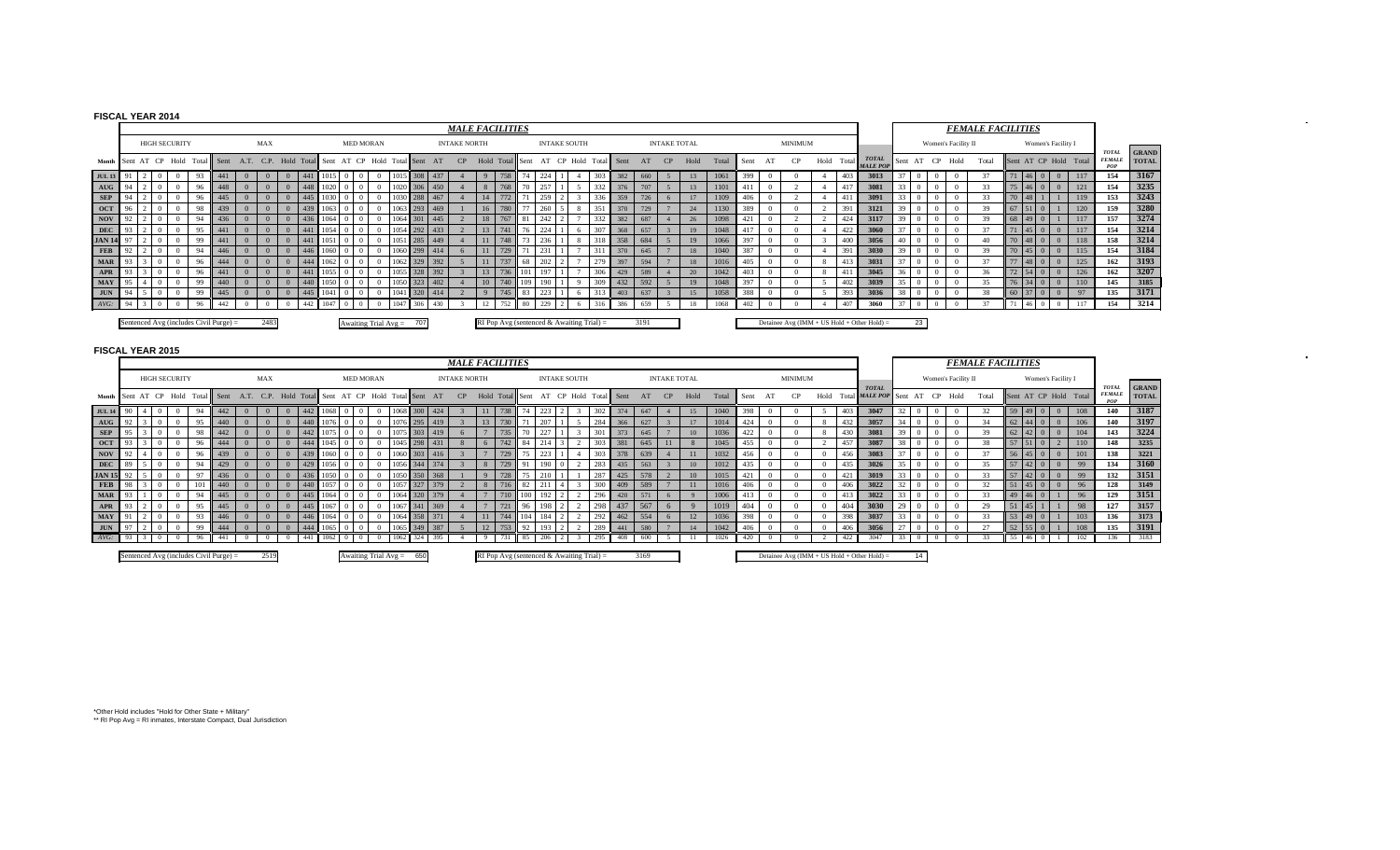# FISCAL YEAR 2014

| | MALE FACILITIES | | | | | | | | | | | | | | | | | | | | | | | | | | | | | | | | | | | | | | | | | FEMALE FACILITIES | | | | | | | | | | | |
|---|---|---|---|---|---|---|---|---|---|---|---|---|---|---|---|---|---|---|---|---|---|---|---|---|---|---|---|---|---|---|---|---|---|---|---|---|---|---|---|---|---|---|---|---|---|---|---|---|---|---|---|---|---|---|---|
| | HIGH SECURITY | | | | | MAX | | | | | MED MORAN | | | | | INTAKE NORTH | | | | | INTAKE SOUTH | | | | | INTAKE TOTAL | | | | | MINIMUM | | | | | | Women's Facility II | | | | | Women's Facility I | | | | | | |
| Month | Sent | AT | CP | Hold | Total | Sent | A.T. | C.P. | Hold | Total | Sent | AT | CP | Hold | Total | Sent | AT | CP | Hold | Total | Sent | AT | CP | Hold | Total | Sent | AT | CP | Hold | Total | Sent | AT | CP | Hold | Total | TOTAL MALE POP | Sent | AT | CP | Hold | Total | Sent | AT | CP | Hold | Total | TOTAL FEMALE POP | GRAND TOTAL |
| JUL 13 | 91 | 2 | 0 | 0 | 93 | 441 | 0 | 0 | 0 | 441 | 1015 | 0 | 0 | 0 | 1015 | 308 | 437 | 4 | 9 | 758 | 74 | 224 | 1 | 4 | 303 | 382 | 660 | 5 | 13 | 1061 | 399 | 0 | 0 | 4 | 403 | 3013 | 37 | 0 | 0 | 0 | 37 | 71 | 46 | 0 | 0 | 117 | 154 | 3167 |
| AUG | 94 | 2 | 0 | 0 | 96 | 448 | 0 | 0 | 0 | 448 | 1020 | 0 | 0 | 0 | 1020 | 306 | 450 | 4 | 8 | 768 | 70 | 257 | 1 | 5 | 332 | 376 | 707 | 5 | 13 | 1101 | 411 | 0 | 2 | 4 | 417 | 3081 | 33 | 0 | 0 | 0 | 33 | 75 | 46 | 0 | 0 | 121 | 154 | 3235 |
| SEP | 94 | 2 | 0 | 0 | 96 | 445 | 0 | 0 | 0 | 445 | 1030 | 0 | 0 | 0 | 1030 | 288 | 467 | 4 | 14 | 772 | 71 | 259 | 2 | 3 | 336 | 359 | 726 | 6 | 17 | 1109 | 406 | 0 | 2 | 4 | 411 | 3091 | 33 | 0 | 0 | 0 | 33 | 70 | 48 | 1 | 1 | 119 | 153 | 3243 |
| OCT | 96 | 2 | 0 | 0 | 98 | 439 | 0 | 0 | 0 | 439 | 1063 | 0 | 0 | 0 | 1063 | 293 | 469 | 1 | 16 | 780 | 77 | 260 | 5 | 8 | 351 | 370 | 729 | 7 | 24 | 1130 | 389 | 0 | 0 | 2 | 391 | 3121 | 39 | 0 | 0 | 0 | 39 | 67 | 51 | 0 | 1 | 120 | 159 | 3280 |
| NOV | 92 | 2 | 0 | 0 | 94 | 436 | 0 | 0 | 0 | 436 | 1064 | 0 | 0 | 0 | 1064 | 301 | 445 | 2 | 18 | 767 | 81 | 242 | 2 | 7 | 332 | 382 | 687 | 4 | 26 | 1098 | 421 | 0 | 2 | 2 | 424 | 3117 | 39 | 0 | 0 | 0 | 39 | 68 | 49 | 0 | 1 | 117 | 157 | 3274 |
| DEC | 93 | 2 | 0 | 0 | 95 | 441 | 0 | 0 | 0 | 441 | 1054 | 0 | 0 | 0 | 1054 | 292 | 433 | 2 | 13 | 741 | 76 | 224 | 1 | 6 | 307 | 368 | 657 | 3 | 19 | 1048 | 417 | 0 | 0 | 4 | 422 | 3060 | 37 | 0 | 0 | 0 | 37 | 71 | 45 | 0 | 0 | 117 | 154 | 3214 |
| JAN 14 | 97 | 2 | 0 | 0 | 99 | 441 | 0 | 0 | 0 | 441 | 1051 | 0 | 0 | 0 | 1051 | 285 | 449 | 4 | 11 | 748 | 73 | 236 | 1 | 8 | 318 | 358 | 684 | 5 | 19 | 1066 | 397 | 0 | 0 | 3 | 400 | 3056 | 40 | 0 | 0 | 0 | 40 | 70 | 48 | 0 | 0 | 118 | 158 | 3214 |
| FEB | 92 | 2 | 0 | 0 | 94 | 446 | 0 | 0 | 0 | 446 | 1060 | 0 | 0 | 0 | 1060 | 299 | 414 | 6 | 11 | 729 | 71 | 231 | 1 | 7 | 311 | 370 | 645 | 7 | 18 | 1040 | 387 | 0 | 0 | 4 | 391 | 3030 | 39 | 0 | 0 | 0 | 39 | 70 | 45 | 0 | 0 | 115 | 154 | 3184 |
| MAR | 93 | 3 | 0 | 0 | 96 | 444 | 0 | 0 | 0 | 444 | 1062 | 0 | 0 | 0 | 1062 | 329 | 392 | 5 | 11 | 737 | 68 | 202 | 2 | 7 | 279 | 397 | 594 | 7 | 18 | 1016 | 405 | 0 | 0 | 8 | 413 | 3031 | 37 | 0 | 0 | 0 | 37 | 77 | 48 | 0 | 0 | 125 | 162 | 3193 |
| APR | 93 | 3 | 0 | 0 | 96 | 441 | 0 | 0 | 0 | 441 | 1055 | 0 | 0 | 0 | 1055 | 328 | 392 | 3 | 13 | 736 | 101 | 197 | 1 | 7 | 306 | 429 | 589 | 4 | 20 | 1042 | 403 | 0 | 0 | 8 | 411 | 3045 | 36 | 0 | 0 | 0 | 36 | 72 | 54 | 0 | 0 | 126 | 162 | 3207 |
| MAY | 95 | 4 | 0 | 0 | 99 | 440 | 0 | 0 | 0 | 440 | 1050 | 0 | 0 | 0 | 1050 | 323 | 402 | 4 | 10 | 740 | 109 | 190 | 1 | 9 | 309 | 432 | 592 | 5 | 19 | 1048 | 397 | 0 | 0 | 5 | 402 | 3039 | 35 | 0 | 0 | 0 | 35 | 76 | 34 | 0 | 0 | 110 | 145 | 3185 |
| JUN | 94 | 5 | 0 | 0 | 99 | 445 | 0 | 0 | 0 | 445 | 1041 | 0 | 0 | 0 | 1041 | 320 | 414 | 2 | 9 | 745 | 83 | 223 | 1 | 6 | 313 | 403 | 637 | 3 | 15 | 1058 | 388 | 0 | 0 | 5 | 393 | 3036 | 38 | 0 | 0 | 0 | 38 | 60 | 37 | 0 | 0 | 97 | 135 | 3171 |
| AVG: | 94 | 3 | 0 | 0 | 96 | 442 | 0 | 0 | 0 | 442 | 1047 | 0 | 0 | 0 | 1047 | 306 | 430 | 3 | 12 | 752 | 80 | 229 | 2 | 6 | 316 | 386 | 659 | 5 | 18 | 1068 | 402 | 0 | 0 | 4 | 407 | 3060 | 37 | 0 | 0 | 0 | 37 | 71 | 46 | 0 | 0 | 117 | 154 | 3214 |

Sentenced Avg (includes Civil Purge) = 2483

Awaiting Trial Avg = 707

RI Pop Avg (sentenced & Awaiting Trial) = 3191

Detainee Avg (IMM + US Hold + Other Hold) = 23

# FISCAL YEAR 2015

| | MALE FACILITIES | | | | | | | | | | | | | | | | | | | | | | | | | | | | | | | | | | | | | | | | | FEMALE FACILITIES | | | | | | | | | | | |
|---|---|---|---|---|---|---|---|---|---|---|---|---|---|---|---|---|---|---|---|---|---|---|---|---|---|---|---|---|---|---|---|---|---|---|---|---|---|---|---|---|---|---|---|---|---|---|---|---|---|---|---|---|---|---|---|
| | HIGH SECURITY | | | | | MAX | | | | | MED MORAN | | | | | INTAKE NORTH | | | | | INTAKE SOUTH | | | | | INTAKE TOTAL | | | | | MINIMUM | | | | | | Women's Facility II | | | | | Women's Facility I | | | | | | |
| Month | Sent | AT | CP | Hold | Total | Sent | A.T. | C.P. | Hold | Total | Sent | AT | CP | Hold | Total | Sent | AT | CP | Hold | Total | Sent | AT | CP | Hold | Total | Sent | AT | CP | Hold | Total | Sent | AT | CP | Hold | Total | TOTAL MALE POP | Sent | AT | CP | Hold | Total | Sent | AT | CP | Hold | Total | TOTAL FEMALE POP | GRAND TOTAL |
| JUL 14 | 90 | 4 | 0 | 0 | 94 | 442 | 0 | 0 | 0 | 442 | 1068 | 0 | 0 | 0 | 1068 | 300 | 424 | 3 | 11 | 738 | 74 | 223 | 2 | 3 | 302 | 374 | 647 | 4 | 15 | 1040 | 398 | 0 | 0 | 5 | 403 | 3047 | 32 | 0 | 0 | 0 | 32 | 59 | 49 | 0 | 0 | 108 | 140 | 3187 |
| AUG | 92 | 3 | 0 | 0 | 95 | 440 | 0 | 0 | 0 | 440 | 1076 | 0 | 0 | 0 | 1076 | 295 | 419 | 3 | 13 | 730 | 71 | 207 | 1 | 5 | 284 | 366 | 627 | 3 | 17 | 1014 | 424 | 0 | 0 | 8 | 432 | 3057 | 34 | 0 | 0 | 0 | 34 | 62 | 44 | 0 | 0 | 106 | 140 | 3197 |
| SEP | 95 | 3 | 0 | 0 | 98 | 442 | 0 | 0 | 0 | 442 | 1075 | 0 | 0 | 0 | 1075 | 303 | 419 | 6 | 7 | 735 | 70 | 227 | 1 | 3 | 301 | 373 | 645 | 7 | 10 | 1036 | 422 | 0 | 0 | 8 | 430 | 3081 | 39 | 0 | 0 | 0 | 39 | 62 | 42 | 0 | 0 | 104 | 143 | 3224 |
| OCT | 93 | 3 | 0 | 0 | 96 | 444 | 0 | 0 | 0 | 444 | 1045 | 0 | 0 | 0 | 1045 | 298 | 431 | 8 | 6 | 742 | 84 | 214 | 3 | 2 | 303 | 381 | 645 | 11 | 8 | 1045 | 455 | 0 | 0 | 2 | 457 | 3087 | 38 | 0 | 0 | 0 | 38 | 57 | 51 | 0 | 2 | 110 | 148 | 3235 |
| NOV | 92 | 4 | 0 | 0 | 96 | 439 | 0 | 0 | 0 | 439 | 1060 | 0 | 0 | 0 | 1060 | 303 | 416 | 3 | 7 | 729 | 75 | 223 | 1 | 4 | 303 | 378 | 639 | 4 | 11 | 1032 | 456 | 0 | 0 | 0 | 456 | 3083 | 37 | 0 | 0 | 0 | 37 | 56 | 45 | 0 | 0 | 101 | 138 | 3221 |
| DEC | 89 | 5 | 0 | 0 | 94 | 429 | 0 | 0 | 0 | 429 | 1056 | 0 | 0 | 0 | 1056 | 344 | 374 | 3 | 8 | 729 | 91 | 190 | 0 | 2 | 283 | 435 | 563 | 3 | 10 | 1012 | 435 | 0 | 0 | 0 | 435 | 3026 | 35 | 0 | 0 | 0 | 35 | 57 | 42 | 0 | 0 | 99 | 134 | 3160 |
| JAN 15 | 92 | 5 | 0 | 0 | 97 | 436 | 0 | 0 | 0 | 436 | 1050 | 0 | 0 | 0 | 1050 | 350 | 368 | 1 | 9 | 728 | 75 | 210 | 1 | 1 | 287 | 425 | 578 | 2 | 10 | 1015 | 421 | 0 | 0 | 0 | 421 | 3019 | 33 | 0 | 0 | 0 | 33 | 57 | 42 | 0 | 0 | 99 | 132 | 3151 |
| FEB | 98 | 3 | 0 | 0 | 101 | 440 | 0 | 0 | 0 | 440 | 1057 | 0 | 0 | 0 | 1057 | 327 | 379 | 2 | 8 | 716 | 82 | 211 | 4 | 3 | 300 | 409 | 589 | 7 | 11 | 1016 | 406 | 0 | 0 | 0 | 406 | 3022 | 32 | 0 | 0 | 0 | 32 | 51 | 45 | 0 | 0 | 96 | 128 | 3149 |
| MAR | 93 | 1 | 0 | 0 | 94 | 445 | 0 | 0 | 0 | 445 | 1064 | 0 | 0 | 0 | 1064 | 320 | 379 | 4 | 7 | 710 | 100 | 192 | 2 | 2 | 296 | 420 | 571 | 6 | 9 | 1006 | 413 | 0 | 0 | 0 | 413 | 3022 | 33 | 0 | 0 | 0 | 33 | 49 | 46 | 0 | 1 | 96 | 129 | 3151 |
| APR | 93 | 2 | 0 | 0 | 95 | 445 | 0 | 0 | 0 | 445 | 1067 | 0 | 0 | 0 | 1067 | 341 | 369 | 4 | 7 | 721 | 96 | 198 | 2 | 2 | 298 | 437 | 567 | 6 | 9 | 1019 | 404 | 0 | 0 | 0 | 404 | 3030 | 29 | 0 | 0 | 0 | 29 | 51 | 45 | 1 | 1 | 98 | 127 | 3157 |
| MAY | 91 | 2 | 0 | 0 | 93 | 446 | 0 | 0 | 0 | 446 | 1064 | 0 | 0 | 0 | 1064 | 358 | 371 | 4 | 11 | 744 | 104 | 184 | 2 | 2 | 292 | 462 | 554 | 6 | 12 | 1036 | 398 | 0 | 0 | 0 | 398 | 3037 | 33 | 0 | 0 | 0 | 33 | 53 | 49 | 0 | 1 | 103 | 136 | 3173 |
| JUN | 97 | 2 | 0 | 0 | 99 | 444 | 0 | 0 | 0 | 444 | 1065 | 0 | 0 | 0 | 1065 | 349 | 387 | 5 | 12 | 753 | 92 | 193 | 2 | 2 | 289 | 441 | 580 | 7 | 14 | 1042 | 406 | 0 | 0 | 0 | 406 | 3056 | 27 | 0 | 0 | 0 | 27 | 52 | 55 | 0 | 1 | 108 | 135 | 3191 |
| AVG: | 93 | 3 | 0 | 0 | 96 | 441 | 0 | 0 | 0 | 441 | 1062 | 0 | 0 | 0 | 1062 | 324 | 395 | 4 | 9 | 731 | 85 | 206 | 2 | 3 | 295 | 408 | 600 | 5 | 11 | 1026 | 420 | 0 | 0 | 2 | 422 | 3047 | 33 | 0 | 0 | 0 | 33 | 55 | 46 | 0 | 1 | 102 | 136 | 3183 |

Sentenced Avg (includes Civil Purge) = 2519

Awaiting Trial Avg = 650

RI Pop Avg (sentenced & Awaiting Trial) = 3169

Detainee Avg (IMM + US Hold + Other Hold) = 14

*Other Hold includes "Hold for Other State + Military"

** RI Pop Avg = RI inmates, Interstate Compact, Dual Jurisdiction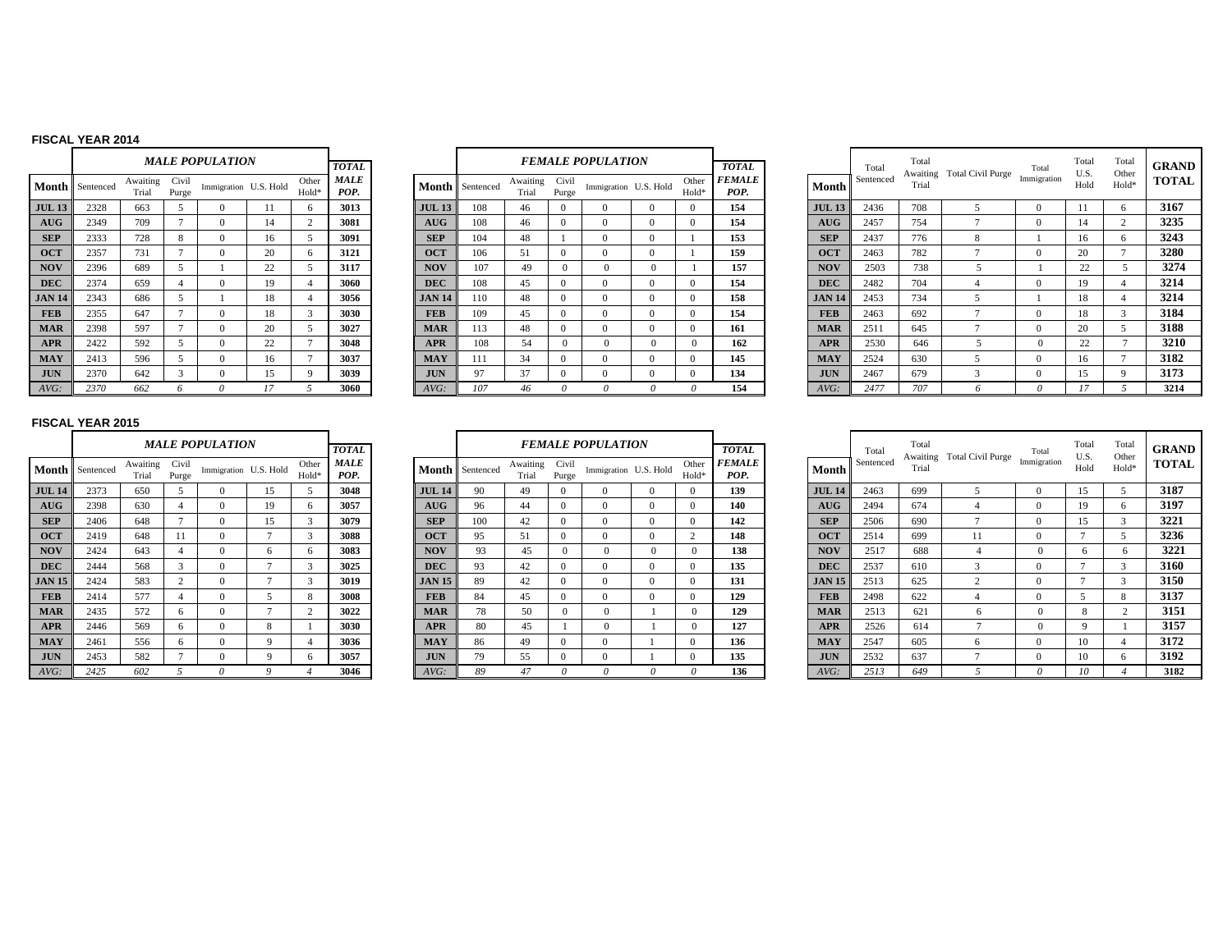## FISCAL YEAR 2014

| Month | *MALE POPULATION* Sentenced | Awaiting Trial | Civil Purge | Immigration | U.S. Hold | Other Hold* | *TOTAL MALE POP.* |
|---|---|---|---|---|---|---|---|
| **JUL 13** | 2328 | 663 | 5 | 0 | 11 | 6 | **3013** |
| **AUG** | 2349 | 709 | 7 | 0 | 14 | 2 | **3081** |
| **SEP** | 2333 | 728 | 8 | 0 | 16 | 5 | **3091** |
| **OCT** | 2357 | 731 | 7 | 0 | 20 | 6 | **3121** |
| **NOV** | 2396 | 689 | 5 | 1 | 22 | 5 | **3117** |
| **DEC** | 2374 | 659 | 4 | 0 | 19 | 4 | **3060** |
| **JAN 14** | 2343 | 686 | 5 | 1 | 18 | 4 | **3056** |
| **FEB** | 2355 | 647 | 7 | 0 | 18 | 3 | **3030** |
| **MAR** | 2398 | 597 | 7 | 0 | 20 | 5 | **3027** |
| **APR** | 2422 | 592 | 5 | 0 | 22 | 7 | **3048** |
| **MAY** | 2413 | 596 | 5 | 0 | 16 | 7 | **3037** |
| **JUN** | 2370 | 642 | 3 | 0 | 15 | 9 | **3039** |
| *AVG:* | *2370* | *662* | *6* | *0* | *17* | *5* | **3060** |

| Month | *FEMALE POPULATION* Sentenced | Awaiting Trial | Civil Purge | Immigration | U.S. Hold | Other Hold* | *TOTAL FEMALE POP.* |
|---|---|---|---|---|---|---|---|
| **JUL 13** | 108 | 46 | 0 | 0 | 0 | 0 | **154** |
| **AUG** | 108 | 46 | 0 | 0 | 0 | 0 | **154** |
| **SEP** | 104 | 48 | 1 | 0 | 0 | 1 | **153** |
| **OCT** | 106 | 51 | 0 | 0 | 0 | 1 | **159** |
| **NOV** | 107 | 49 | 0 | 0 | 0 | 1 | **157** |
| **DEC** | 108 | 45 | 0 | 0 | 0 | 0 | **154** |
| **JAN 14** | 110 | 48 | 0 | 0 | 0 | 0 | **158** |
| **FEB** | 109 | 45 | 0 | 0 | 0 | 0 | **154** |
| **MAR** | 113 | 48 | 0 | 0 | 0 | 0 | **161** |
| **APR** | 108 | 54 | 0 | 0 | 0 | 0 | **162** |
| **MAY** | 111 | 34 | 0 | 0 | 0 | 0 | **145** |
| **JUN** | 97 | 37 | 0 | 0 | 0 | 0 | **134** |
| *AVG:* | *107* | *46* | *0* | *0* | *0* | *0* | **154** |

| Month | Total Sentenced | Total Awaiting Trial | Total Civil Purge | Total Immigration | Total U.S. Hold | Total Other Hold* | **GRAND TOTAL** |
|---|---|---|---|---|---|---|---|
| **JUL 13** | 2436 | 708 | 5 | 0 | 11 | 6 | **3167** |
| **AUG** | 2457 | 754 | 7 | 0 | 14 | 2 | **3235** |
| **SEP** | 2437 | 776 | 8 | 1 | 16 | 6 | **3243** |
| **OCT** | 2463 | 782 | 7 | 0 | 20 | 7 | **3280** |
| **NOV** | 2503 | 738 | 5 | 1 | 22 | 5 | **3274** |
| **DEC** | 2482 | 704 | 4 | 0 | 19 | 4 | **3214** |
| **JAN 14** | 2453 | 734 | 5 | 1 | 18 | 4 | **3214** |
| **FEB** | 2463 | 692 | 7 | 0 | 18 | 3 | **3184** |
| **MAR** | 2511 | 645 | 7 | 0 | 20 | 5 | **3188** |
| **APR** | 2530 | 646 | 5 | 0 | 22 | 7 | **3210** |
| **MAY** | 2524 | 630 | 5 | 0 | 16 | 7 | **3182** |
| **JUN** | 2467 | 679 | 3 | 0 | 15 | 9 | **3173** |
| *AVG:* | *2477* | *707* | *6* | *0* | *17* | *5* | **3214** |

## FISCAL YEAR 2015

| Month | *MALE POPULATION* Sentenced | Awaiting Trial | Civil Purge | Immigration | U.S. Hold | Other Hold* | *TOTAL MALE POP.* |
|---|---|---|---|---|---|---|---|
| **JUL 14** | 2373 | 650 | 5 | 0 | 15 | 5 | **3048** |
| **AUG** | 2398 | 630 | 4 | 0 | 19 | 6 | **3057** |
| **SEP** | 2406 | 648 | 7 | 0 | 15 | 3 | **3079** |
| **OCT** | 2419 | 648 | 11 | 0 | 7 | 3 | **3088** |
| **NOV** | 2424 | 643 | 4 | 0 | 6 | 6 | **3083** |
| **DEC** | 2444 | 568 | 3 | 0 | 7 | 3 | **3025** |
| **JAN 15** | 2424 | 583 | 2 | 0 | 7 | 3 | **3019** |
| **FEB** | 2414 | 577 | 4 | 0 | 5 | 8 | **3008** |
| **MAR** | 2435 | 572 | 6 | 0 | 7 | 2 | **3022** |
| **APR** | 2446 | 569 | 6 | 0 | 8 | 1 | **3030** |
| **MAY** | 2461 | 556 | 6 | 0 | 9 | 4 | **3036** |
| **JUN** | 2453 | 582 | 7 | 0 | 9 | 6 | **3057** |
| *AVG:* | *2425* | *602* | *5* | *0* | *9* | *4* | **3046** |

| Month | *FEMALE POPULATION* Sentenced | Awaiting Trial | Civil Purge | Immigration | U.S. Hold | Other Hold* | *TOTAL FEMALE POP.* |
|---|---|---|---|---|---|---|---|
| **JUL 14** | 90 | 49 | 0 | 0 | 0 | 0 | **139** |
| **AUG** | 96 | 44 | 0 | 0 | 0 | 0 | **140** |
| **SEP** | 100 | 42 | 0 | 0 | 0 | 0 | **142** |
| **OCT** | 95 | 51 | 0 | 0 | 0 | 2 | **148** |
| **NOV** | 93 | 45 | 0 | 0 | 0 | 0 | **138** |
| **DEC** | 93 | 42 | 0 | 0 | 0 | 0 | **135** |
| **JAN 15** | 89 | 42 | 0 | 0 | 0 | 0 | **131** |
| **FEB** | 84 | 45 | 0 | 0 | 0 | 0 | **129** |
| **MAR** | 78 | 50 | 0 | 0 | 1 | 0 | **129** |
| **APR** | 80 | 45 | 1 | 0 | 1 | 0 | **127** |
| **MAY** | 86 | 49 | 0 | 0 | 1 | 0 | **136** |
| **JUN** | 79 | 55 | 0 | 0 | 1 | 0 | **135** |
| *AVG:* | *89* | *47* | *0* | *0* | *0* | *0* | **136** |

| Month | Total Sentenced | Total Awaiting Trial | Total Civil Purge | Total Immigration | Total U.S. Hold | Total Other Hold* | **GRAND TOTAL** |
|---|---|---|---|---|---|---|---|
| **JUL 14** | 2463 | 699 | 5 | 0 | 15 | 5 | **3187** |
| **AUG** | 2494 | 674 | 4 | 0 | 19 | 6 | **3197** |
| **SEP** | 2506 | 690 | 7 | 0 | 15 | 3 | **3221** |
| **OCT** | 2514 | 699 | 11 | 0 | 7 | 5 | **3236** |
| **NOV** | 2517 | 688 | 4 | 0 | 6 | 6 | **3221** |
| **DEC** | 2537 | 610 | 3 | 0 | 7 | 3 | **3160** |
| **JAN 15** | 2513 | 625 | 2 | 0 | 7 | 3 | **3150** |
| **FEB** | 2498 | 622 | 4 | 0 | 5 | 8 | **3137** |
| **MAR** | 2513 | 621 | 6 | 0 | 8 | 2 | **3151** |
| **APR** | 2526 | 614 | 7 | 0 | 9 | 1 | **3157** |
| **MAY** | 2547 | 605 | 6 | 0 | 10 | 4 | **3172** |
| **JUN** | 2532 | 637 | 7 | 0 | 10 | 6 | **3192** |
| *AVG:* | *2513* | *649* | *5* | *0* | *10* | *4* | **3182** |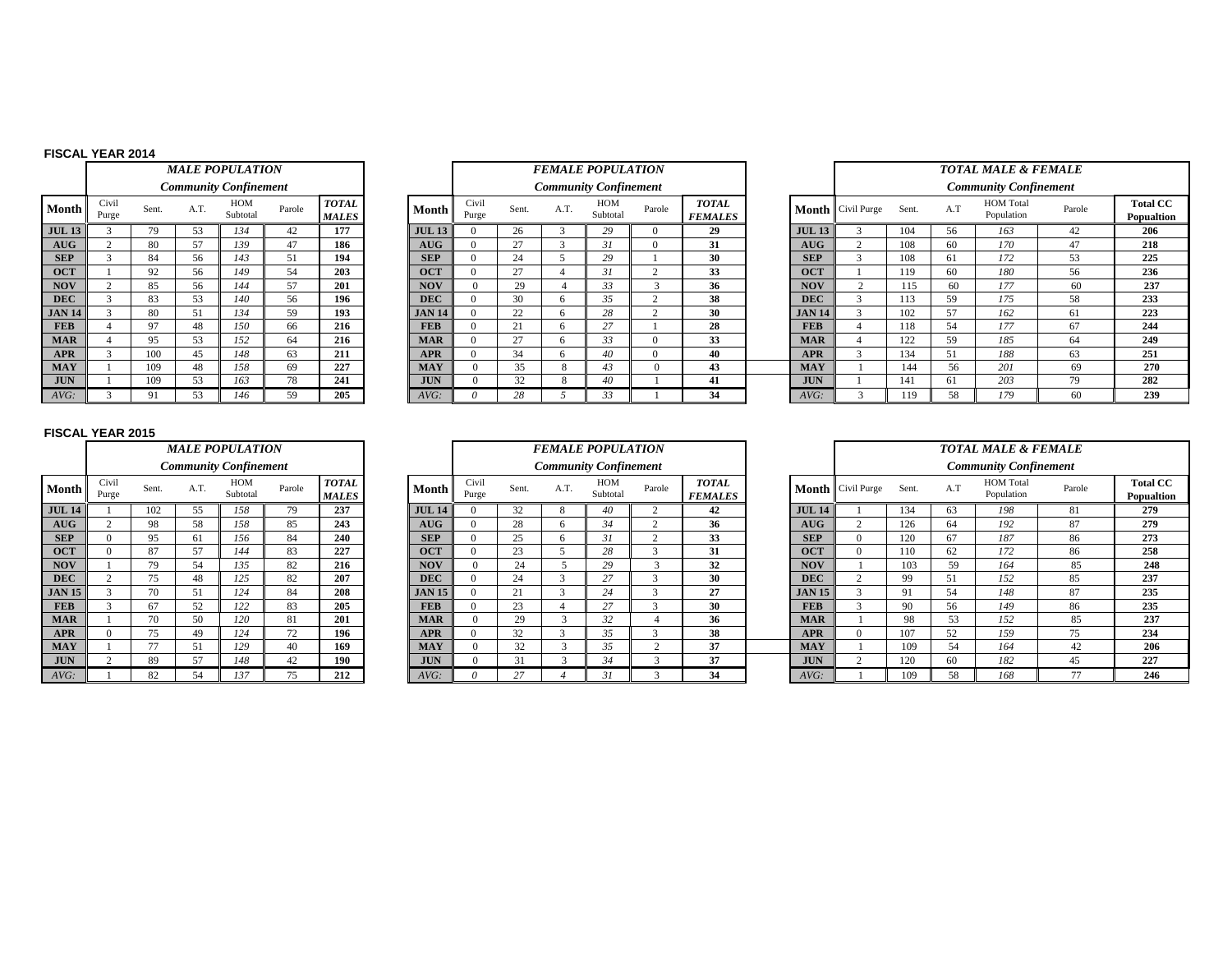## FISCAL YEAR 2014

| | *MALE POPULATION* *Community Confinement* | | | | | |
|---|---|---|---|---|---|---|
| **Month** | Civil Purge | Sent. | A.T. | HOM Subtotal | Parole | ***TOTAL MALES*** |
| **JUL 13** | 3 | 79 | 53 | *134* | 42 | **177** |
| **AUG** | 2 | 80 | 57 | *139* | 47 | **186** |
| **SEP** | 3 | 84 | 56 | *143* | 51 | **194** |
| **OCT** | 1 | 92 | 56 | *149* | 54 | **203** |
| **NOV** | 2 | 85 | 56 | *144* | 57 | **201** |
| **DEC** | 3 | 83 | 53 | *140* | 56 | **196** |
| **JAN 14** | 3 | 80 | 51 | *134* | 59 | **193** |
| **FEB** | 4 | 97 | 48 | *150* | 66 | **216** |
| **MAR** | 4 | 95 | 53 | *152* | 64 | **216** |
| **APR** | 3 | 100 | 45 | *148* | 63 | **211** |
| **MAY** | 1 | 109 | 48 | *158* | 69 | **227** |
| **JUN** | 1 | 109 | 53 | *163* | 78 | **241** |
| *AVG:* | 3 | 91 | 53 | *146* | 59 | **205** |

| | *FEMALE POPULATION* *Community Confinement* | | | | | |
|---|---|---|---|---|---|---|
| **Month** | Civil Purge | Sent. | A.T. | HOM Subtotal | Parole | ***TOTAL FEMALES*** |
| **JUL 13** | 0 | 26 | 3 | *29* | 0 | **29** |
| **AUG** | 0 | 27 | 3 | *31* | 0 | **31** |
| **SEP** | 0 | 24 | 5 | *29* | 1 | **30** |
| **OCT** | 0 | 27 | 4 | *31* | 2 | **33** |
| **NOV** | 0 | 29 | 4 | *33* | 3 | **36** |
| **DEC** | 0 | 30 | 6 | *35* | 2 | **38** |
| **JAN 14** | 0 | 22 | 6 | *28* | 2 | **30** |
| **FEB** | 0 | 21 | 6 | *27* | 1 | **28** |
| **MAR** | 0 | 27 | 6 | *33* | 0 | **33** |
| **APR** | 0 | 34 | 6 | *40* | 0 | **40** |
| **MAY** | 0 | 35 | 8 | *43* | 0 | **43** |
| **JUN** | 0 | 32 | 8 | *40* | 1 | **41** |
| *AVG:* | *0* | *28* | *5* | *33* | 1 | **34** |

| | *TOTAL MALE & FEMALE* *Community Confinement* | | | | | |
|---|---|---|---|---|---|---|
| **Month** | Civil Purge | Sent. | A.T | HOM Total Population | Parole | **Total CC Popualtion** |
| **JUL 13** | 3 | 104 | 56 | *163* | 42 | **206** |
| **AUG** | 2 | 108 | 60 | *170* | 47 | **218** |
| **SEP** | 3 | 108 | 61 | *172* | 53 | **225** |
| **OCT** | 1 | 119 | 60 | *180* | 56 | **236** |
| **NOV** | 2 | 115 | 60 | *177* | 60 | **237** |
| **DEC** | 3 | 113 | 59 | *175* | 58 | **233** |
| **JAN 14** | 3 | 102 | 57 | *162* | 61 | **223** |
| **FEB** | 4 | 118 | 54 | *177* | 67 | **244** |
| **MAR** | 4 | 122 | 59 | *185* | 64 | **249** |
| **APR** | 3 | 134 | 51 | *188* | 63 | **251** |
| **MAY** | 1 | 144 | 56 | *201* | 69 | **270** |
| **JUN** | 1 | 141 | 61 | *203* | 79 | **282** |
| *AVG:* | 3 | 119 | 58 | *179* | 60 | **239** |

## FISCAL YEAR 2015

| | *MALE POPULATION* *Community Confinement* | | | | | |
|---|---|---|---|---|---|---|
| **Month** | Civil Purge | Sent. | A.T. | HOM Subtotal | Parole | ***TOTAL MALES*** |
| **JUL 14** | 1 | 102 | 55 | *158* | 79 | **237** |
| **AUG** | 2 | 98 | 58 | *158* | 85 | **243** |
| **SEP** | 0 | 95 | 61 | *156* | 84 | **240** |
| **OCT** | 0 | 87 | 57 | *144* | 83 | **227** |
| **NOV** | 1 | 79 | 54 | *135* | 82 | **216** |
| **DEC** | 2 | 75 | 48 | *125* | 82 | **207** |
| **JAN 15** | 3 | 70 | 51 | *124* | 84 | **208** |
| **FEB** | 3 | 67 | 52 | *122* | 83 | **205** |
| **MAR** | 1 | 70 | 50 | *120* | 81 | **201** |
| **APR** | 0 | 75 | 49 | *124* | 72 | **196** |
| **MAY** | 1 | 77 | 51 | *129* | 40 | **169** |
| **JUN** | 2 | 89 | 57 | *148* | 42 | **190** |
| *AVG:* | 1 | 82 | 54 | *137* | 75 | **212** |

| | *FEMALE POPULATION* *Community Confinement* | | | | | |
|---|---|---|---|---|---|---|
| **Month** | Civil Purge | Sent. | A.T. | HOM Subtotal | Parole | ***TOTAL FEMALES*** |
| **JUL 14** | 0 | 32 | 8 | *40* | 2 | **42** |
| **AUG** | 0 | 28 | 6 | *34* | 2 | **36** |
| **SEP** | 0 | 25 | 6 | *31* | 2 | **33** |
| **OCT** | 0 | 23 | 5 | *28* | 3 | **31** |
| **NOV** | 0 | 24 | 5 | *29* | 3 | **32** |
| **DEC** | 0 | 24 | 3 | *27* | 3 | **30** |
| **JAN 15** | 0 | 21 | 3 | *24* | 3 | **27** |
| **FEB** | 0 | 23 | 4 | *27* | 3 | **30** |
| **MAR** | 0 | 29 | 3 | *32* | 4 | **36** |
| **APR** | 0 | 32 | 3 | *35* | 3 | **38** |
| **MAY** | 0 | 32 | 3 | *35* | 2 | **37** |
| **JUN** | 0 | 31 | 3 | *34* | 3 | **37** |
| *AVG:* | *0* | *27* | *4* | *31* | 3 | **34** |

| | *TOTAL MALE & FEMALE* *Community Confinement* | | | | | |
|---|---|---|---|---|---|---|
| **Month** | Civil Purge | Sent. | A.T | HOM Total Population | Parole | **Total CC Popualtion** |
| **JUL 14** | 1 | 134 | 63 | *198* | 81 | **279** |
| **AUG** | 2 | 126 | 64 | *192* | 87 | **279** |
| **SEP** | 0 | 120 | 67 | *187* | 86 | **273** |
| **OCT** | 0 | 110 | 62 | *172* | 86 | **258** |
| **NOV** | 1 | 103 | 59 | *164* | 85 | **248** |
| **DEC** | 2 | 99 | 51 | *152* | 85 | **237** |
| **JAN 15** | 3 | 91 | 54 | *148* | 87 | **235** |
| **FEB** | 3 | 90 | 56 | *149* | 86 | **235** |
| **MAR** | 1 | 98 | 53 | *152* | 85 | **237** |
| **APR** | 0 | 107 | 52 | *159* | 75 | **234** |
| **MAY** | 1 | 109 | 54 | *164* | 42 | **206** |
| **JUN** | 2 | 120 | 60 | *182* | 45 | **227** |
| *AVG:* | 1 | 109 | 58 | *168* | 77 | **246** |